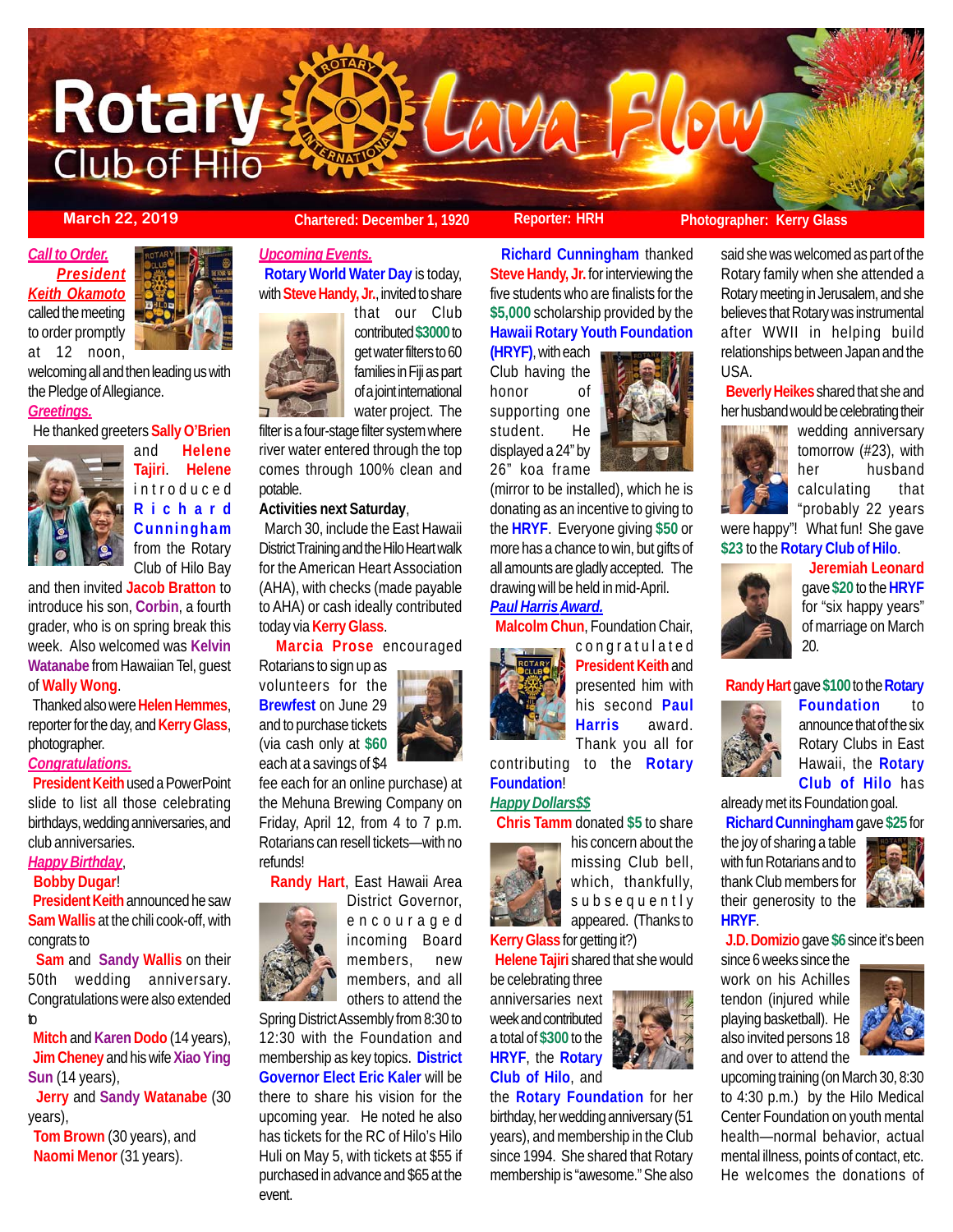# Rotary Club of Hilo Lava Flow

March 22, 2019 | Chartered: December 1, 1920 | Reporter: HRH | Photographer: Kerry Glass

***Call to Order.*** ***President Keith Okamoto*** called the meeting to order promptly at 12 noon, welcoming all and then leading us with the Pledge of Allegiance.

***Greetings.***

He thanked greeters **Sally O'Brien** and **Helene Tajiri**. **Helene** introduced **Richard Cunningham** from the Rotary Club of Hilo Bay and then invited **Jacob Bratton** to introduce his son, **Corbin**, a fourth grader, who is on spring break this week. Also welcomed was **Kelvin Watanabe** from Hawaiian Tel, guest of **Wally Wong**.

Thanked also were **Helen Hemmes**, reporter for the day, and **Kerry Glass**, photographer.

***Congratulations.***

**President Keith** used a PowerPoint slide to list all those celebrating birthdays, wedding anniversaries, and club anniversaries.

***Happy Birthday***,

**Bobby Dugar**!

**President Keith** announced he saw **Sam Wallis** at the chili cook-off, with congrats to

**Sam** and **Sandy Wallis** on their 50th wedding anniversary. Congratulations were also extended to

**Mitch** and **Karen Dodo** (14 years),

**Jim Cheney** and his wife **Xiao Ying Sun** (14 years),

**Jerry** and **Sandy Watanabe** (30 years),

**Tom Brown** (30 years), and

**Naomi Menor** (31 years).

***Upcoming Events.***

**Rotary World Water Day** is today, with **Steve Handy, Jr.**, invited to share that our Club contributed **$3000** to get water filters to 60 families in Fiji as part of a joint international water project. The filter is a four-stage filter system where river water entered through the top comes through 100% clean and potable.

**Activities next Saturday**, March 30, include the East Hawaii District Training and the Hilo Heart walk for the American Heart Association (AHA), with checks (made payable to AHA) or cash ideally contributed today via **Kerry Glass**.

**Marcia Prose** encouraged Rotarians to sign up as volunteers for the **Brewfest** on June 29 and to purchase tickets (via cash only at **$60** each at a savings of $4 fee each for an online purchase) at the Mehuna Brewing Company on Friday, April 12, from 4 to 7 p.m. Rotarians can resell tickets—with no refunds!

**Randy Hart**, East Hawaii Area District Governor, encouraged incoming Board members, new members, and all others to attend the Spring District Assembly from 8:30 to 12:30 with the Foundation and membership as key topics. **District Governor Elect Eric Kaler** will be there to share his vision for the upcoming year. He noted he also has tickets for the RC of Hilo's Hilo Huli on May 5, with tickets at $55 if purchased in advance and $65 at the event.

**Richard Cunningham** thanked **Steve Handy, Jr.** for interviewing the five students who are finalists for the **$5,000** scholarship provided by the **Hawaii Rotary Youth Foundation (HRYF)**, with each Club having the honor of supporting one student. He displayed a 24" by 26" koa frame (mirror to be installed), which he is donating as an incentive to giving to the **HRYF**. Everyone giving **$50** or more has a chance to win, but gifts of all amounts are gladly accepted. The drawing will be held in mid-April.

***Paul Harris Award.***

**Malcolm Chun**, Foundation Chair, congratulated **President Keith** and presented him with his second **Paul Harris** award. Thank you all for contributing to the **Rotary Foundation**!

***Happy Dollars$$***

**Chris Tamm** donated **$5** to share his concern about the missing Club bell, which, thankfully, subsequently appeared. (Thanks to **Kerry Glass** for getting it?)

**Helene Tajiri** shared that she would be celebrating three anniversaries next week and contributed a total of **$300** to the **HRYF**, the **Rotary Club of Hilo**, and the **Rotary Foundation** for her birthday, her wedding anniversary (51 years), and membership in the Club since 1994. She shared that Rotary membership is "awesome." She also said she was welcomed as part of the Rotary family when she attended a Rotary meeting in Jerusalem, and she believes that Rotary was instrumental after WWII in helping build relationships between Japan and the USA.

**Beverly Heikes** shared that she and her husband would be celebrating their wedding anniversary tomorrow (#23), with her husband calculating that "probably 22 years were happy"! What fun! She gave **$23** to the **Rotary Club of Hilo**.

**Jeremiah Leonard** gave **$20** to the **HRYF** for "six happy years" of marriage on March 20.

**Randy Hart** gave **$100** to the **Rotary Foundation** to announce that of the six Rotary Clubs in East Hawaii, the **Rotary Club of Hilo** has already met its Foundation goal.

**Richard Cunningham** gave **$25** for the joy of sharing a table with fun Rotarians and to thank Club members for their generosity to the **HRYF**.

**J.D. Domizio** gave **$6** since it's been since 6 weeks since the work on his Achilles tendon (injured while playing basketball). He also invited persons 18 and over to attend the upcoming training (on March 30, 8:30 to 4:30 p.m.) by the Hilo Medical Center Foundation on youth mental health—normal behavior, actual mental illness, points of contact, etc. He welcomes the donations of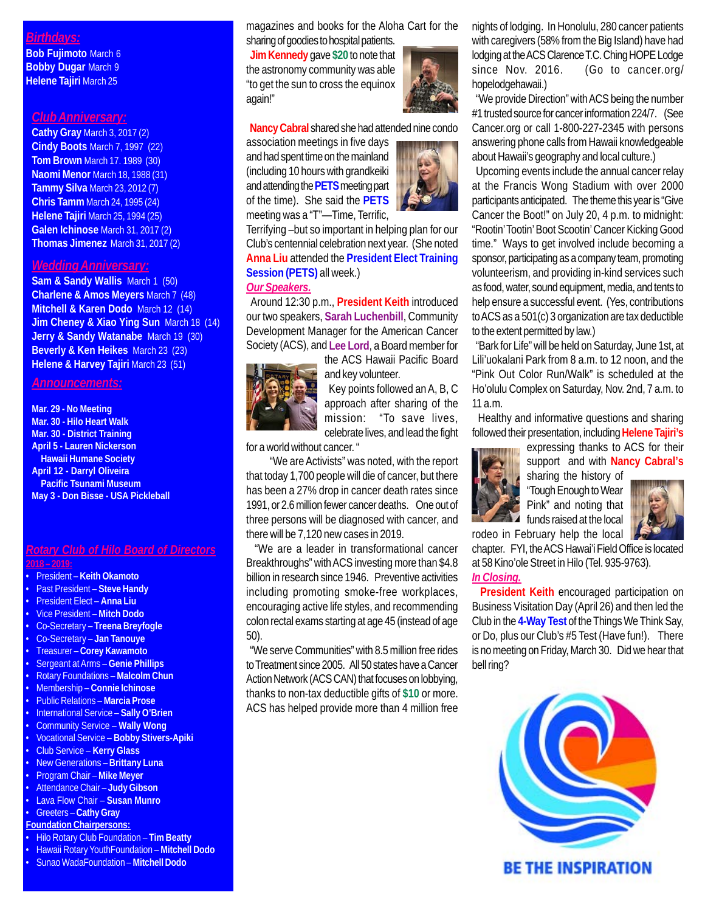## *Birthdays:*

**Bob Fujimoto** March 6
**Bobby Dugar** March 9
**Helene Tajiri** March 25

## *Club Anniversary:*

**Cathy Gray** March 3, 2017 (2)
**Cindy Boots** March 7, 1997 (22)
**Tom Brown** March 17. 1989 (30)
**Naomi Menor** March 18, 1988 (31)
**Tammy Silva** March 23, 2012 (7)
**Chris Tamm** March 24, 1995 (24)
**Helene Tajiri** March 25, 1994 (25)
**Galen Ichinose** March 31, 2017 (2)
**Thomas Jimenez** March 31, 2017 (2)

## *Wedding Anniversary:*

**Sam & Sandy Wallis** March 1 (50)
**Charlene & Amos Meyers** March 7 (48)
**Mitchell & Karen Dodo** March 12 (14)
**Jim Cheney & Xiao Ying Sun** March 18 (14)
**Jerry & Sandy Watanabe** March 19 (30)
**Beverly & Ken Heikes** March 23 (23)
**Helene & Harvey Tajiri** March 23 (51)

## *Announcements:*

**Mar. 29 - No Meeting**
**Mar. 30 - Hilo Heart Walk**
**Mar. 30 - District Training**
**April 5 - Lauren Nickerson**
**Hawaii Humane Society**
**April 12 - Darryl Oliveira**
**Pacific Tsunami Museum**
**May 3 - Don Bisse - USA Pickleball**

## *Rotary Club of Hilo Board of Directors*

**2018 – 2019:**

- President – **Keith Okamoto**
- Past President – **Steve Handy**
- President Elect – **Anna Liu**
- Vice President – **Mitch Dodo**
- Co-Secretary – **Treena Breyfogle**
- Co-Secretary – **Jan Tanouye**
- Treasurer – **Corey Kawamoto**
- Sergeant at Arms – **Genie Phillips**
- Rotary Foundations – **Malcolm Chun**
- Membership – **Connie Ichinose**
- Public Relations – **Marcia Prose**
- International Service – **Sally O'Brien**
- Community Service – **Wally Wong**
- Vocational Service – **Bobby Stivers-Apiki**
- Club Service – **Kerry Glass**
- New Generations – **Brittany Luna**
- Program Chair – **Mike Meyer**
- Attendance Chair – **Judy Gibson**
- Lava Flow Chair – **Susan Munro**
- Greeters – **Cathy Gray**

**Foundation Chairpersons:**

- Hilo Rotary Club Foundation – **Tim Beatty**
- Hawaii Rotary YouthFoundation – **Mitchell Dodo**
- Sunao WadaFoundation – **Mitchell Dodo**

magazines and books for the Aloha Cart for the sharing of goodies to hospital patients.

**Jim Kennedy** gave **$20** to note that the astronomy community was able "to get the sun to cross the equinox again!"

**Nancy Cabral** shared she had attended nine condo association meetings in five days and had spent time on the mainland (including 10 hours with grandkeiki and attending the **PETS** meeting part of the time). She said the **PETS** meeting was a "T"—Time, Terrific, Terrifying –but so important in helping plan for our Club's centennial celebration next year. (She noted **Anna Liu** attended the **President Elect Training Session (PETS)** all week.)

## *Our Speakers.*

Around 12:30 p.m., **President Keith** introduced our two speakers, **Sarah Luchenbill**, Community Development Manager for the American Cancer Society (ACS), and **Lee Lord**, a Board member for the ACS Hawaii Pacific Board and key volunteer.

Key points followed an A, B, C approach after sharing of the mission: "To save lives, celebrate lives, and lead the fight for a world without cancer. "

"We are Activists" was noted, with the report that today 1,700 people will die of cancer, but there has been a 27% drop in cancer death rates since 1991, or 2.6 million fewer cancer deaths. One out of three persons will be diagnosed with cancer, and there will be 7,120 new cases in 2019.

"We are a leader in transformational cancer Breakthroughs" with ACS investing more than $4.8 billion in research since 1946. Preventive activities including promoting smoke-free workplaces, encouraging active life styles, and recommending colon rectal exams starting at age 45 (instead of age 50).

"We serve Communities" with 8.5 million free rides to Treatment since 2005. All 50 states have a Cancer Action Network (ACS CAN) that focuses on lobbying, thanks to non-tax deductible gifts of **$10** or more. ACS has helped provide more than 4 million free nights of lodging. In Honolulu, 280 cancer patients with caregivers (58% from the Big Island) have had lodging at the ACS Clarence T.C. Ching HOPE Lodge since Nov. 2016. (Go to cancer.org/hopelodgehawaii.)

"We provide Direction" with ACS being the number #1 trusted source for cancer information 224/7. (See Cancer.org or call 1-800-227-2345 with persons answering phone calls from Hawaii knowledgeable about Hawaii's geography and local culture.)

Upcoming events include the annual cancer relay at the Francis Wong Stadium with over 2000 participants anticipated. The theme this year is "Give Cancer the Boot!" on July 20, 4 p.m. to midnight: "Rootin' Tootin' Boot Scootin' Cancer Kicking Good time." Ways to get involved include becoming a sponsor, participating as a company team, promoting volunteerism, and providing in-kind services such as food, water, sound equipment, media, and tents to help ensure a successful event. (Yes, contributions to ACS as a 501(c) 3 organization are tax deductible to the extent permitted by law.)

"Bark for Life" will be held on Saturday, June 1st, at Lili'uokalani Park from 8 a.m. to 12 noon, and the "Pink Out Color Run/Walk" is scheduled at the Ho'olulu Complex on Saturday, Nov. 2nd, 7 a.m. to 11 a.m.

Healthy and informative questions and sharing followed their presentation, including **Helene Tajiri's** expressing thanks to ACS for their support and with **Nancy Cabral's** sharing the history of "Tough Enough to Wear Pink" and noting that funds raised at the local rodeo in February help the local chapter. FYI, the ACS Hawai'i Field Office is located at 58 Kino'ole Street in Hilo (Tel. 935-9763).

## *In Closing.*

**President Keith** encouraged participation on Business Visitation Day (April 26) and then led the Club in the **4-Way Test** of the Things We Think Say, or Do, plus our Club's #5 Test (Have fun!). There is no meeting on Friday, March 30. Did we hear that bell ring?

**BE THE INSPIRATION**